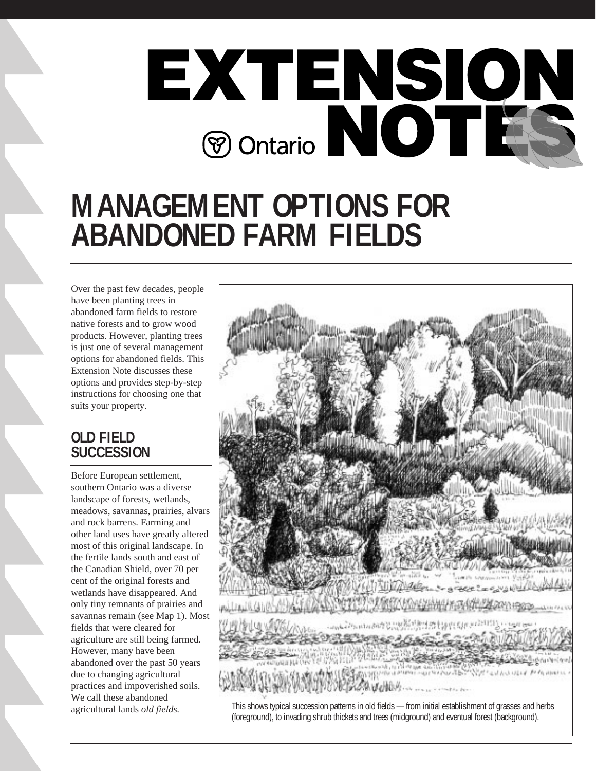# EXTENSION NOTES

Ontario

# MANAGEMENT OPTIONS FOR ABANDONED FARM FIELDS

Over the past few decades, people have been planting trees in abandoned farm fields to restore native forests and to grow wood products. However, planting trees is just one of several management options for abandoned fields. This Extension Note discusses these options and provides step-by-step instructions for choosing one that suits your property.

## OLD FIELD SUCCESSION

Before European settlement, southern Ontario was a diverse landscape of forests, wetlands, meadows, savannas, prairies, alvars and rock barrens. Farming and other land uses have greatly altered most of this original landscape. In the fertile lands south and east of the Canadian Shield, over 70 per cent of the original forests and wetlands have disappeared. And only tiny remnants of prairies and savannas remain (see Map 1). Most fields that were cleared for agriculture are still being farmed. However, many have been abandoned over the past 50 years due to changing agricultural practices and impoverished soils. We call these abandoned agricultural lands *old fields.*

This shows typical succession patterns in old fields — from initial establishment of grasses and herbs (foreground), to invading shrub thickets and trees (midground) and eventual forest (background).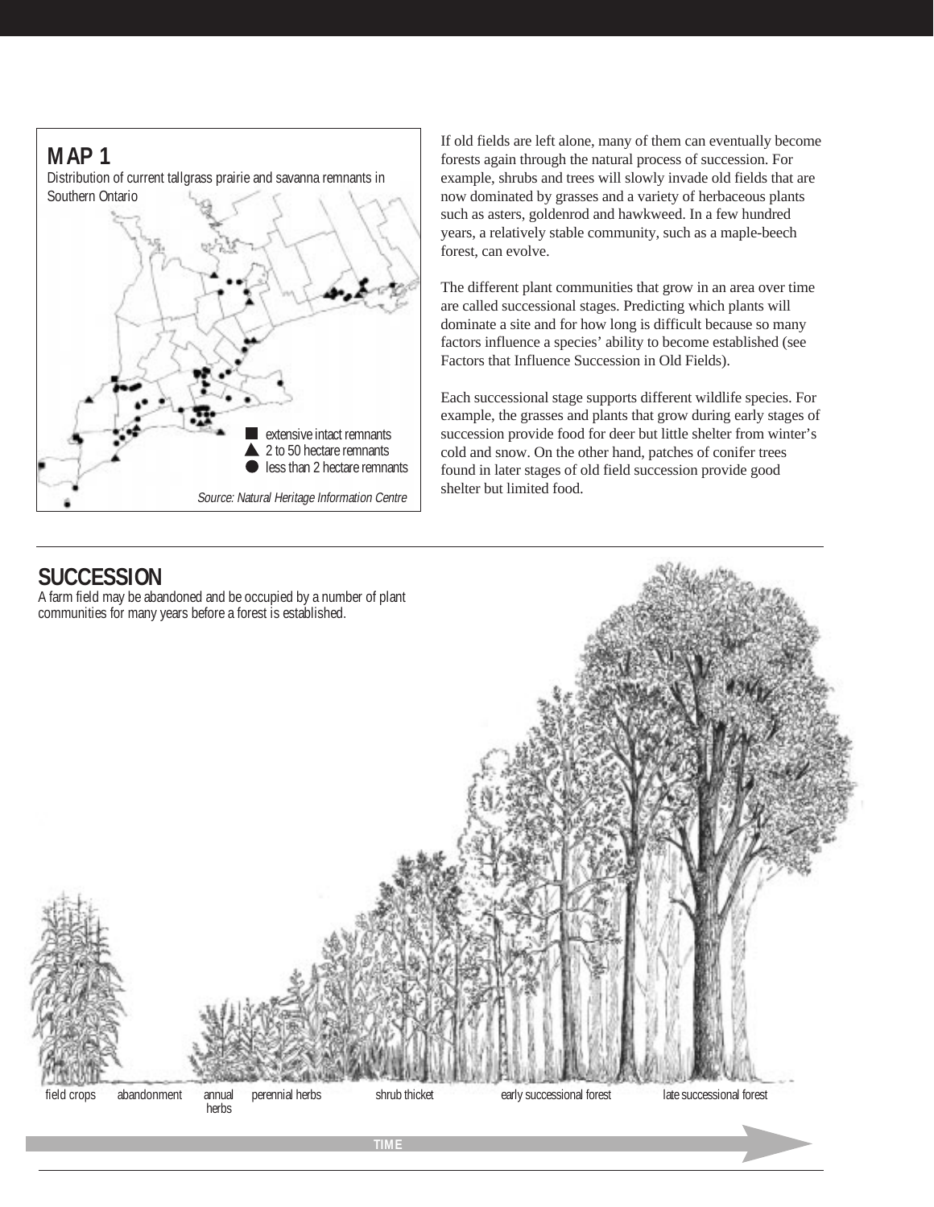## MAP 1

Distribution of current tallgrass prairie and savanna remnants in Southern Ontario

- ■ extensive intact remnants
- ▲ 2 to 50 hectare remnants
- ● less than 2 hectare remnants

*Source: Natural Heritage Information Centre*

If old fields are left alone, many of them can eventually become forests again through the natural process of succession. For example, shrubs and trees will slowly invade old fields that are now dominated by grasses and a variety of herbaceous plants such as asters, goldenrod and hawkweed. In a few hundred years, a relatively stable community, such as a maple-beech forest, can evolve.

The different plant communities that grow in an area over time are called successional stages. Predicting which plants will dominate a site and for how long is difficult because so many factors influence a species' ability to become established (see Factors that Influence Succession in Old Fields).

Each successional stage supports different wildlife species. For example, the grasses and plants that grow during early stages of succession provide food for deer but little shelter from winter's cold and snow. On the other hand, patches of conifer trees found in later stages of old field succession provide good shelter but limited food.

## SUCCESSION

A farm field may be abandoned and be occupied by a number of plant communities for many years before a forest is established.

field crops — abandonment — annual herbs — perennial herbs — shrub thicket — early successional forest — late successional forest

TIME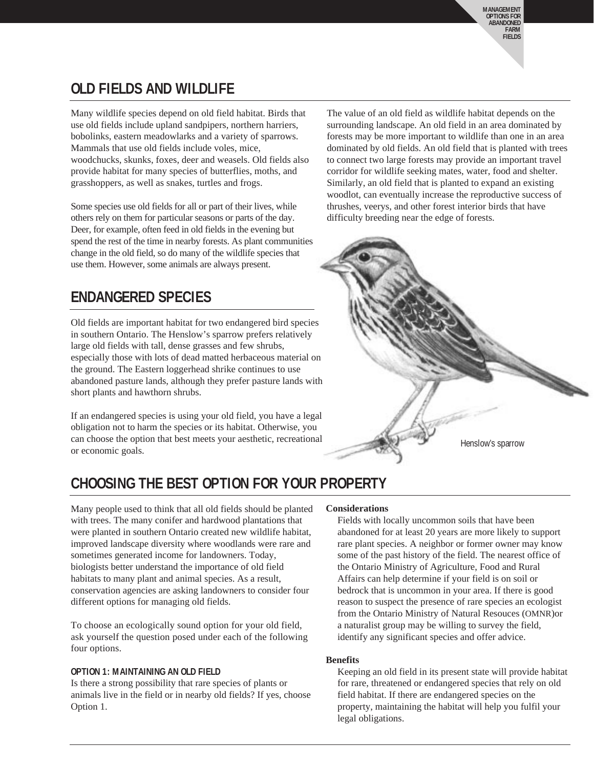## OLD FIELDS AND WILDLIFE

Many wildlife species depend on old field habitat. Birds that use old fields include upland sandpipers, northern harriers, bobolinks, eastern meadowlarks and a variety of sparrows. Mammals that use old fields include voles, mice, woodchucks, skunks, foxes, deer and weasels. Old fields also provide habitat for many species of butterflies, moths, and grasshoppers, as well as snakes, turtles and frogs.

Some species use old fields for all or part of their lives, while others rely on them for particular seasons or parts of the day. Deer, for example, often feed in old fields in the evening but spend the rest of the time in nearby forests. As plant communities change in the old field, so do many of the wildlife species that use them. However, some animals are always present.

The value of an old field as wildlife habitat depends on the surrounding landscape. An old field in an area dominated by forests may be more important to wildlife than one in an area dominated by old fields. An old field that is planted with trees to connect two large forests may provide an important travel corridor for wildlife seeking mates, water, food and shelter. Similarly, an old field that is planted to expand an existing woodlot, can eventually increase the reproductive success of thrushes, veerys, and other forest interior birds that have difficulty breeding near the edge of forests.

## ENDANGERED SPECIES

Old fields are important habitat for two endangered bird species in southern Ontario. The Henslow's sparrow prefers relatively large old fields with tall, dense grasses and few shrubs, especially those with lots of dead matted herbaceous material on the ground. The Eastern loggerhead shrike continues to use abandoned pasture lands, although they prefer pasture lands with short plants and hawthorn shrubs.

If an endangered species is using your old field, you have a legal obligation not to harm the species or its habitat. Otherwise, you can choose the option that best meets your aesthetic, recreational or economic goals.

Henslow's sparrow

## CHOOSING THE BEST OPTION FOR YOUR PROPERTY

Many people used to think that all old fields should be planted with trees. The many conifer and hardwood plantations that were planted in southern Ontario created new wildlife habitat, improved landscape diversity where woodlands were rare and sometimes generated income for landowners. Today, biologists better understand the importance of old field habitats to many plant and animal species. As a result, conservation agencies are asking landowners to consider four different options for managing old fields.

To choose an ecologically sound option for your old field, ask yourself the question posed under each of the following four options.

### OPTION 1: MAINTAINING AN OLD FIELD

Is there a strong possibility that rare species of plants or animals live in the field or in nearby old fields? If yes, choose Option 1.

**Considerations**

Fields with locally uncommon soils that have been abandoned for at least 20 years are more likely to support rare plant species. A neighbor or former owner may know some of the past history of the field. The nearest office of the Ontario Ministry of Agriculture, Food and Rural Affairs can help determine if your field is on soil or bedrock that is uncommon in your area. If there is good reason to suspect the presence of rare species an ecologist from the Ontario Ministry of Natural Resouces (OMNR)or a naturalist group may be willing to survey the field, identify any significant species and offer advice.

**Benefits**

Keeping an old field in its present state will provide habitat for rare, threatened or endangered species that rely on old field habitat. If there are endangered species on the property, maintaining the habitat will help you fulfil your legal obligations.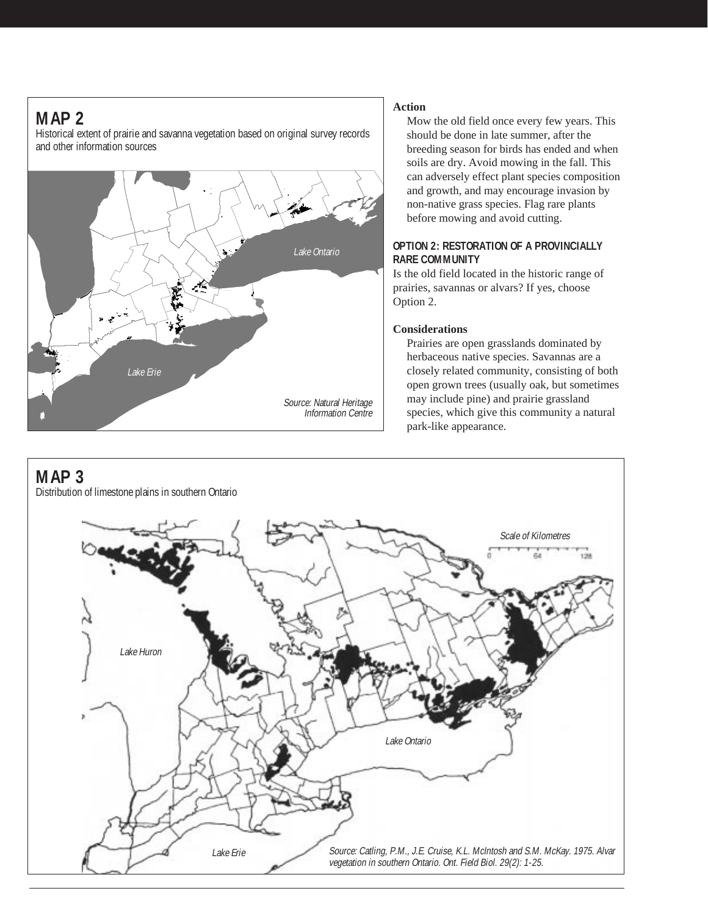## MAP 2

Historical extent of prairie and savanna vegetation based on original survey records and other information sources

Lake Ontario

Lake Erie

*Source: Natural Heritage Information Centre*

**Action**

Mow the old field once every few years. This should be done in late summer, after the breeding season for birds has ended and when soils are dry. Avoid mowing in the fall. This can adversely effect plant species composition and growth, and may encourage invasion by non-native grass species. Flag rare plants before mowing and avoid cutting.

### OPTION 2: RESTORATION OF A PROVINCIALLY RARE COMMUNITY

Is the old field located in the historic range of prairies, savannas or alvars? If yes, choose Option 2.

**Considerations**

Prairies are open grasslands dominated by herbaceous native species. Savannas are a closely related community, consisting of both open grown trees (usually oak, but sometimes may include pine) and prairie grassland species, which give this community a natural park-like appearance.

## MAP 3

Distribution of limestone plains in southern Ontario

*Scale of Kilometres*

0 64 128

Lake Huron

Lake Ontario

Lake Erie

*Source: Catling, P.M., J.E. Cruise, K.L. McIntosh and S.M. McKay. 1975. Alvar vegetation in southern Ontario. Ont. Field Biol. 29(2): 1-25.*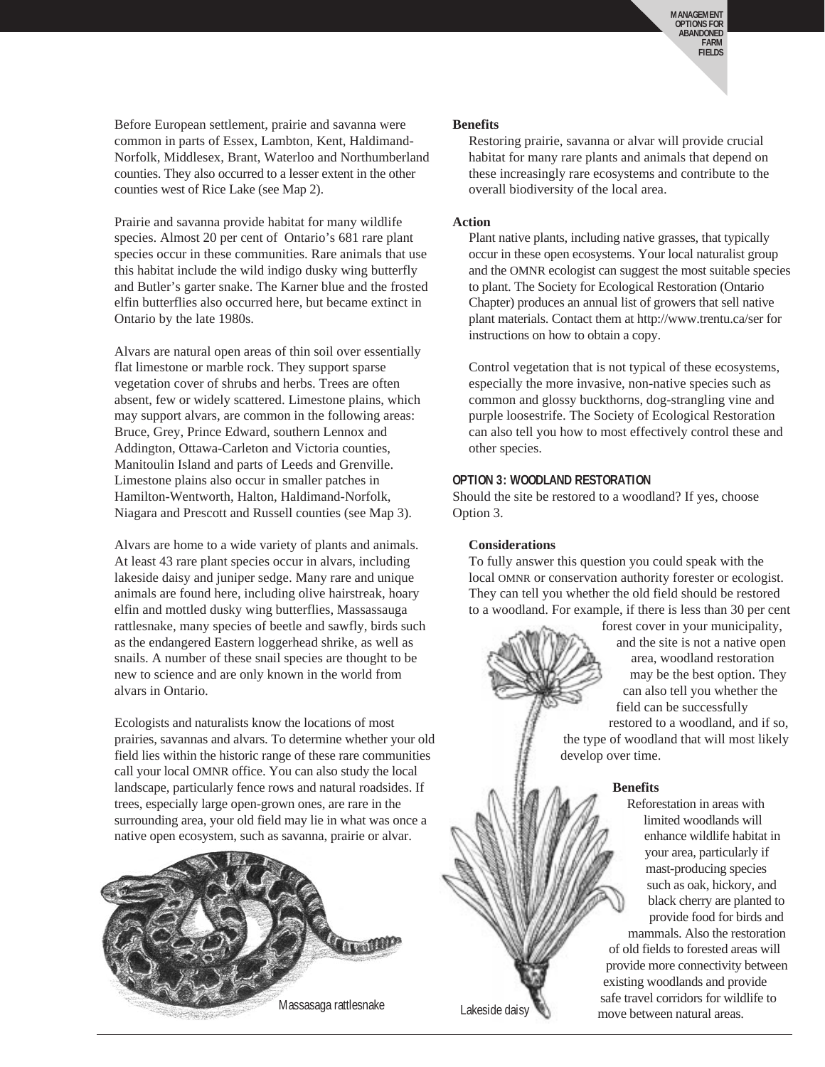Before European settlement, prairie and savanna were common in parts of Essex, Lambton, Kent, Haldimand-Norfolk, Middlesex, Brant, Waterloo and Northumberland counties. They also occurred to a lesser extent in the other counties west of Rice Lake (see Map 2).

Prairie and savanna provide habitat for many wildlife species. Almost 20 per cent of Ontario's 681 rare plant species occur in these communities. Rare animals that use this habitat include the wild indigo dusky wing butterfly and Butler's garter snake. The Karner blue and the frosted elfin butterflies also occurred here, but became extinct in Ontario by the late 1980s.

Alvars are natural open areas of thin soil over essentially flat limestone or marble rock. They support sparse vegetation cover of shrubs and herbs. Trees are often absent, few or widely scattered. Limestone plains, which may support alvars, are common in the following areas: Bruce, Grey, Prince Edward, southern Lennox and Addington, Ottawa-Carleton and Victoria counties, Manitoulin Island and parts of Leeds and Grenville. Limestone plains also occur in smaller patches in Hamilton-Wentworth, Halton, Haldimand-Norfolk, Niagara and Prescott and Russell counties (see Map 3).

Alvars are home to a wide variety of plants and animals. At least 43 rare plant species occur in alvars, including lakeside daisy and juniper sedge. Many rare and unique animals are found here, including olive hairstreak, hoary elfin and mottled dusky wing butterflies, Massassauga rattlesnake, many species of beetle and sawfly, birds such as the endangered Eastern loggerhead shrike, as well as snails. A number of these snail species are thought to be new to science and are only known in the world from alvars in Ontario.

Ecologists and naturalists know the locations of most prairies, savannas and alvars. To determine whether your old field lies within the historic range of these rare communities call your local OMNR office. You can also study the local landscape, particularly fence rows and natural roadsides. If trees, especially large open-grown ones, are rare in the surrounding area, your old field may lie in what was once a native open ecosystem, such as savanna, prairie or alvar.

Massasaga rattlesnake

**Benefits**

Restoring prairie, savanna or alvar will provide crucial habitat for many rare plants and animals that depend on these increasingly rare ecosystems and contribute to the overall biodiversity of the local area.

**Action**

Plant native plants, including native grasses, that typically occur in these open ecosystems. Your local naturalist group and the OMNR ecologist can suggest the most suitable species to plant. The Society for Ecological Restoration (Ontario Chapter) produces an annual list of growers that sell native plant materials. Contact them at http://www.trentu.ca/ser for instructions on how to obtain a copy.

Control vegetation that is not typical of these ecosystems, especially the more invasive, non-native species such as common and glossy buckthorns, dog-strangling vine and purple loosestrife. The Society of Ecological Restoration can also tell you how to most effectively control these and other species.

## OPTION 3: WOODLAND RESTORATION

Should the site be restored to a woodland? If yes, choose Option 3.

**Considerations**

To fully answer this question you could speak with the local OMNR or conservation authority forester or ecologist. They can tell you whether the old field should be restored to a woodland. For example, if there is less than 30 per cent forest cover in your municipality, and the site is not a native open area, woodland restoration may be the best option. They can also tell you whether the field can be successfully restored to a woodland, and if so, the type of woodland that will most likely develop over time.

**Benefits**

Reforestation in areas with limited woodlands will enhance wildlife habitat in your area, particularly if mast-producing species such as oak, hickory, and black cherry are planted to provide food for birds and mammals. Also the restoration of old fields to forested areas will provide more connectivity between existing woodlands and provide safe travel corridors for wildlife to move between natural areas.

Lakeside daisy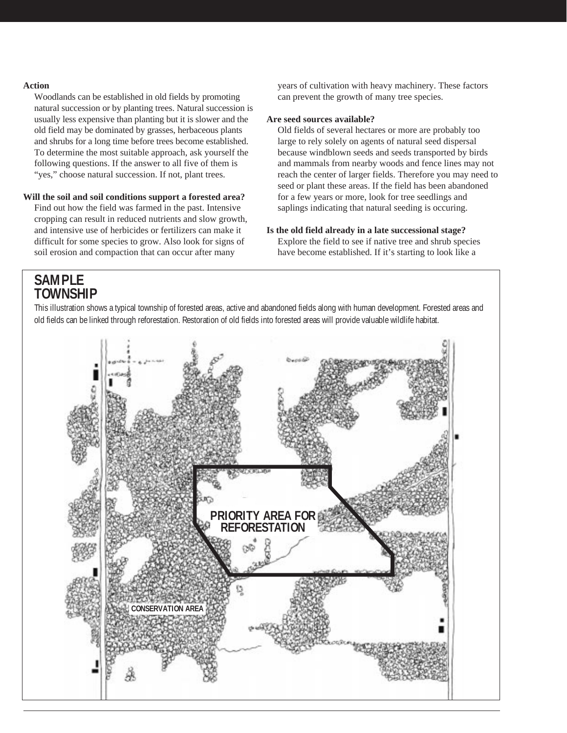**Action**

Woodlands can be established in old fields by promoting natural succession or by planting trees. Natural succession is usually less expensive than planting but it is slower and the old field may be dominated by grasses, herbaceous plants and shrubs for a long time before trees become established. To determine the most suitable approach, ask yourself the following questions. If the answer to all five of them is "yes," choose natural succession. If not, plant trees.

**Will the soil and soil conditions support a forested area?**

Find out how the field was farmed in the past. Intensive cropping can result in reduced nutrients and slow growth, and intensive use of herbicides or fertilizers can make it difficult for some species to grow. Also look for signs of soil erosion and compaction that can occur after many years of cultivation with heavy machinery. These factors can prevent the growth of many tree species.

**Are seed sources available?**

Old fields of several hectares or more are probably too large to rely solely on agents of natural seed dispersal because windblown seeds and seeds transported by birds and mammals from nearby woods and fence lines may not reach the center of larger fields. Therefore you may need to seed or plant these areas. If the field has been abandoned for a few years or more, look for tree seedlings and saplings indicating that natural seeding is occuring.

**Is the old field already in a late successional stage?**

Explore the field to see if native tree and shrub species have become established. If it's starting to look like a

## SAMPLE TOWNSHIP

This illustration shows a typical township of forested areas, active and abandoned fields along with human development. Forested areas and old fields can be linked through reforestation. Restoration of old fields into forested areas will provide valuable wildlife habitat.

PRIORITY AREA FOR REFORESTATION

CONSERVATION AREA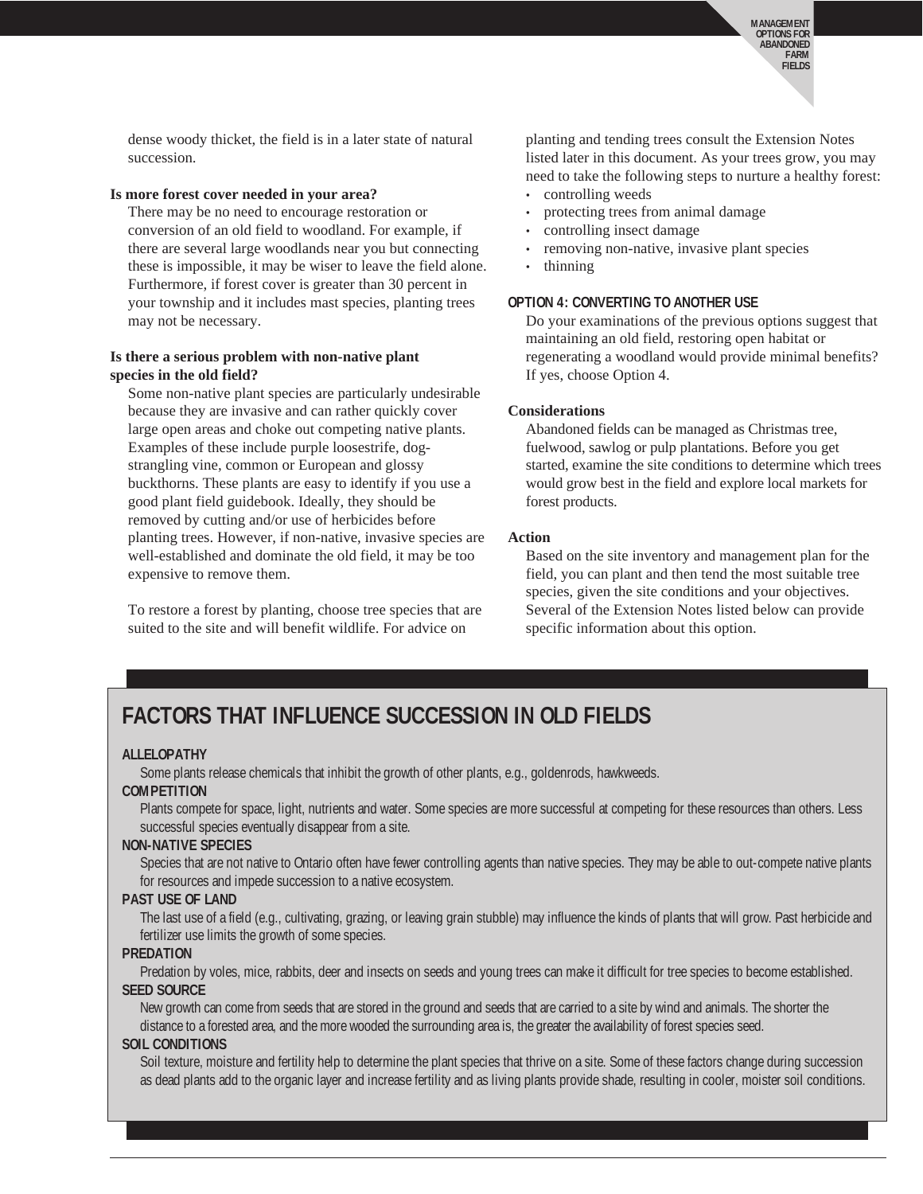dense woody thicket, the field is in a later state of natural succession.

**Is more forest cover needed in your area?**

There may be no need to encourage restoration or conversion of an old field to woodland. For example, if there are several large woodlands near you but connecting these is impossible, it may be wiser to leave the field alone. Furthermore, if forest cover is greater than 30 percent in your township and it includes mast species, planting trees may not be necessary.

**Is there a serious problem with non-native plant species in the old field?**

Some non-native plant species are particularly undesirable because they are invasive and can rather quickly cover large open areas and choke out competing native plants. Examples of these include purple loosestrife, dog-strangling vine, common or European and glossy buckthorns. These plants are easy to identify if you use a good plant field guidebook. Ideally, they should be removed by cutting and/or use of herbicides before planting trees. However, if non-native, invasive species are well-established and dominate the old field, it may be too expensive to remove them.

To restore a forest by planting, choose tree species that are suited to the site and will benefit wildlife. For advice on planting and tending trees consult the Extension Notes listed later in this document. As your trees grow, you may need to take the following steps to nurture a healthy forest:

- controlling weeds
- protecting trees from animal damage
- controlling insect damage
- removing non-native, invasive plant species
- thinning

### OPTION 4: CONVERTING TO ANOTHER USE

Do your examinations of the previous options suggest that maintaining an old field, restoring open habitat or regenerating a woodland would provide minimal benefits? If yes, choose Option 4.

**Considerations**

Abandoned fields can be managed as Christmas tree, fuelwood, sawlog or pulp plantations. Before you get started, examine the site conditions to determine which trees would grow best in the field and explore local markets for forest products.

**Action**

Based on the site inventory and management plan for the field, you can plant and then tend the most suitable tree species, given the site conditions and your objectives. Several of the Extension Notes listed below can provide specific information about this option.

## FACTORS THAT INFLUENCE SUCCESSION IN OLD FIELDS

**ALLELOPATHY**

Some plants release chemicals that inhibit the growth of other plants, e.g., goldenrods, hawkweeds.

**COMPETITION**

Plants compete for space, light, nutrients and water. Some species are more successful at competing for these resources than others. Less successful species eventually disappear from a site.

**NON-NATIVE SPECIES**

Species that are not native to Ontario often have fewer controlling agents than native species. They may be able to out-compete native plants for resources and impede succession to a native ecosystem.

**PAST USE OF LAND**

The last use of a field (e.g., cultivating, grazing, or leaving grain stubble) may influence the kinds of plants that will grow. Past herbicide and fertilizer use limits the growth of some species.

**PREDATION**

Predation by voles, mice, rabbits, deer and insects on seeds and young trees can make it difficult for tree species to become established.

**SEED SOURCE**

New growth can come from seeds that are stored in the ground and seeds that are carried to a site by wind and animals. The shorter the distance to a forested area, and the more wooded the surrounding area is, the greater the availability of forest species seed.

**SOIL CONDITIONS**

Soil texture, moisture and fertility help to determine the plant species that thrive on a site. Some of these factors change during succession as dead plants add to the organic layer and increase fertility and as living plants provide shade, resulting in cooler, moister soil conditions.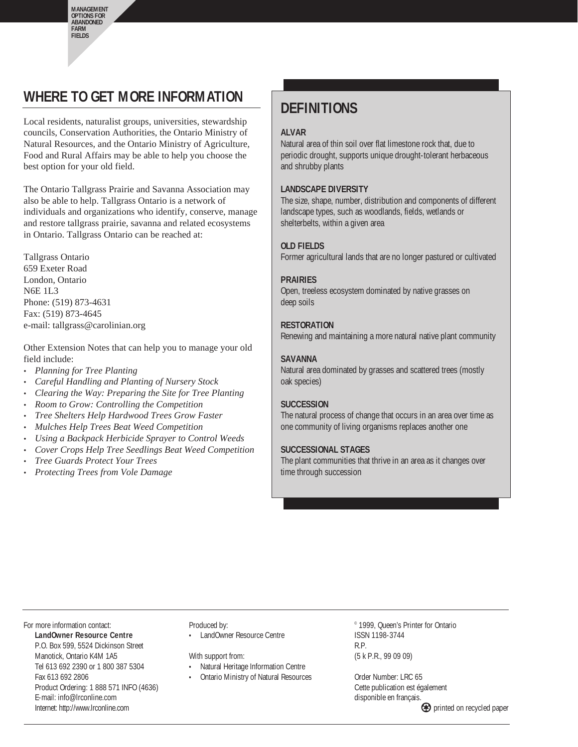## WHERE TO GET MORE INFORMATION

Local residents, naturalist groups, universities, stewardship councils, Conservation Authorities, the Ontario Ministry of Natural Resources, and the Ontario Ministry of Agriculture, Food and Rural Affairs may be able to help you choose the best option for your old field.

The Ontario Tallgrass Prairie and Savanna Association may also be able to help. Tallgrass Ontario is a network of individuals and organizations who identify, conserve, manage and restore tallgrass prairie, savanna and related ecosystems in Ontario. Tallgrass Ontario can be reached at:

Tallgrass Ontario
659 Exeter Road
London, Ontario
N6E 1L3
Phone: (519) 873-4631
Fax: (519) 873-4645
e-mail: tallgrass@carolinian.org

Other Extension Notes that can help you to manage your old field include:

- *Planning for Tree Planting*
- *Careful Handling and Planting of Nursery Stock*
- *Clearing the Way: Preparing the Site for Tree Planting*
- *Room to Grow: Controlling the Competition*
- *Tree Shelters Help Hardwood Trees Grow Faster*
- *Mulches Help Trees Beat Weed Competition*
- *Using a Backpack Herbicide Sprayer to Control Weeds*
- *Cover Crops Help Tree Seedlings Beat Weed Competition*
- *Tree Guards Protect Your Trees*
- *Protecting Trees from Vole Damage*

## DEFINITIONS

**ALVAR**
Natural area of thin soil over flat limestone rock that, due to periodic drought, supports unique drought-tolerant herbaceous and shrubby plants

**LANDSCAPE DIVERSITY**
The size, shape, number, distribution and components of different landscape types, such as woodlands, fields, wetlands or shelterbelts, within a given area

**OLD FIELDS**
Former agricultural lands that are no longer pastured or cultivated

**PRAIRIES**
Open, treeless ecosystem dominated by native grasses on deep soils

**RESTORATION**
Renewing and maintaining a more natural native plant community

**SAVANNA**
Natural area dominated by grasses and scattered trees (mostly oak species)

**SUCCESSION**
The natural process of change that occurs in an area over time as one community of living organisms replaces another one

**SUCCESSIONAL STAGES**
The plant communities that thrive in an area as it changes over time through succession

---

For more information contact:
**LandOwner Resource Centre**
P.O. Box 599, 5524 Dickinson Street
Manotick, Ontario K4M 1A5
Tel 613 692 2390 or 1 800 387 5304
Fax 613 692 2806
Product Ordering: 1 888 571 INFO (4636)
E-mail: info@lrconline.com
Internet: http://www.lrconline.com

Produced by:
- LandOwner Resource Centre

With support from:
- Natural Heritage Information Centre
- Ontario Ministry of Natural Resources

© 1999, Queen's Printer for Ontario
ISSN 1198-3744
R.P.
(5 k P.R., 99 09 09)

Order Number: LRC 65
Cette publication est également disponible en français.

printed on recycled paper